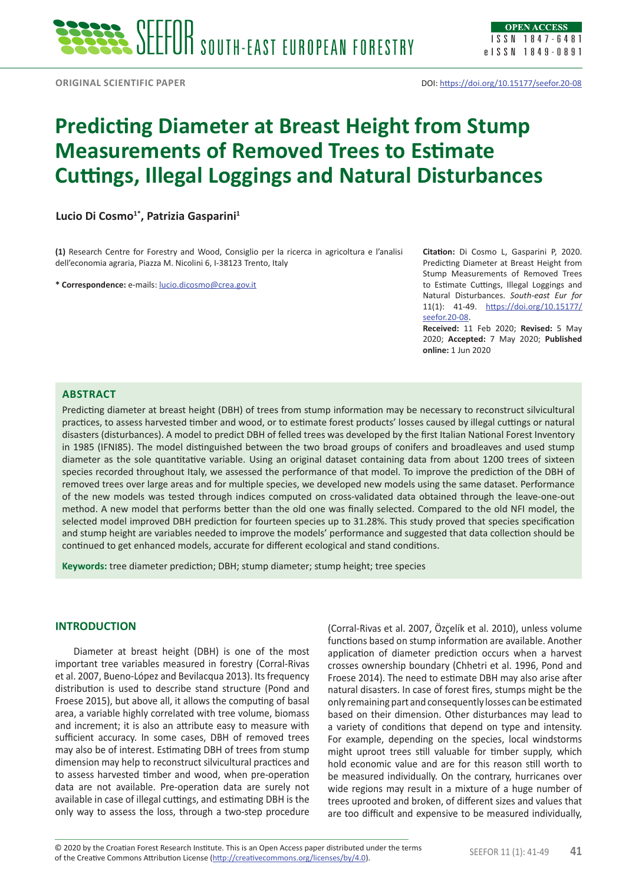ORIGINAL SCIENTIFIC PAPER

DOI: https://doi.org/10.15177/seefor.20-08

# Predicting Diameter at Breast Height from Stump Measurements of Removed Trees to Estimate Cuttings, Illegal Loggings and Natural Disturbances

**Lucio Di Cosmo[1*], Patrizia Gasparini[1]**

**(1)** Research Centre for Forestry and Wood, Consiglio per la ricerca in agricoltura e l'analisi dell'economia agraria, Piazza M. Nicolini 6, I-38123 Trento, Italy

**\* Correspondence:** e-mails: lucio.dicosmo@crea.gov.it

**Citation:** Di Cosmo L, Gasparini P, 2020. Predicting Diameter at Breast Height from Stump Measurements of Removed Trees to Estimate Cuttings, Illegal Loggings and Natural Disturbances. *South-east Eur for* 11(1): 41-49. https://doi.org/10.15177/seefor.20-08.

**Received:** 11 Feb 2020; **Revised:** 5 May 2020; **Accepted:** 7 May 2020; **Published online:** 1 Jun 2020

## ABSTRACT

Predicting diameter at breast height (DBH) of trees from stump information may be necessary to reconstruct silvicultural practices, to assess harvested timber and wood, or to estimate forest products' losses caused by illegal cuttings or natural disasters (disturbances). A model to predict DBH of felled trees was developed by the first Italian National Forest Inventory in 1985 (IFNI85). The model distinguished between the two broad groups of conifers and broadleaves and used stump diameter as the sole quantitative variable. Using an original dataset containing data from about 1200 trees of sixteen species recorded throughout Italy, we assessed the performance of that model. To improve the prediction of the DBH of removed trees over large areas and for multiple species, we developed new models using the same dataset. Performance of the new models was tested through indices computed on cross-validated data obtained through the leave-one-out method. A new model that performs better than the old one was finally selected. Compared to the old NFI model, the selected model improved DBH prediction for fourteen species up to 31.28%. This study proved that species specification and stump height are variables needed to improve the models' performance and suggested that data collection should be continued to get enhanced models, accurate for different ecological and stand conditions.

**Keywords:** tree diameter prediction; DBH; stump diameter; stump height; tree species

## INTRODUCTION

Diameter at breast height (DBH) is one of the most important tree variables measured in forestry (Corral-Rivas et al. 2007, Bueno-López and Bevilacqua 2013). Its frequency distribution is used to describe stand structure (Pond and Froese 2015), but above all, it allows the computing of basal area, a variable highly correlated with tree volume, biomass and increment; it is also an attribute easy to measure with sufficient accuracy. In some cases, DBH of removed trees may also be of interest. Estimating DBH of trees from stump dimension may help to reconstruct silvicultural practices and to assess harvested timber and wood, when pre-operation data are not available. Pre-operation data are surely not available in case of illegal cuttings, and estimating DBH is the only way to assess the loss, through a two-step procedure (Corral-Rivas et al. 2007, Özçelík et al. 2010), unless volume functions based on stump information are available. Another application of diameter prediction occurs when a harvest crosses ownership boundary (Chhetri et al. 1996, Pond and Froese 2014). The need to estimate DBH may also arise after natural disasters. In case of forest fires, stumps might be the only remaining part and consequently losses can be estimated based on their dimension. Other disturbances may lead to a variety of conditions that depend on type and intensity. For example, depending on the species, local windstorms might uproot trees still valuable for timber supply, which hold economic value and are for this reason still worth to be measured individually. On the contrary, hurricanes over wide regions may result in a mixture of a huge number of trees uprooted and broken, of different sizes and values that are too difficult and expensive to be measured individually,

© 2020 by the Croatian Forest Research Institute. This is an Open Access paper distributed under the terms of the Creative Commons Attribution License (http://creativecommons.org/licenses/by/4.0).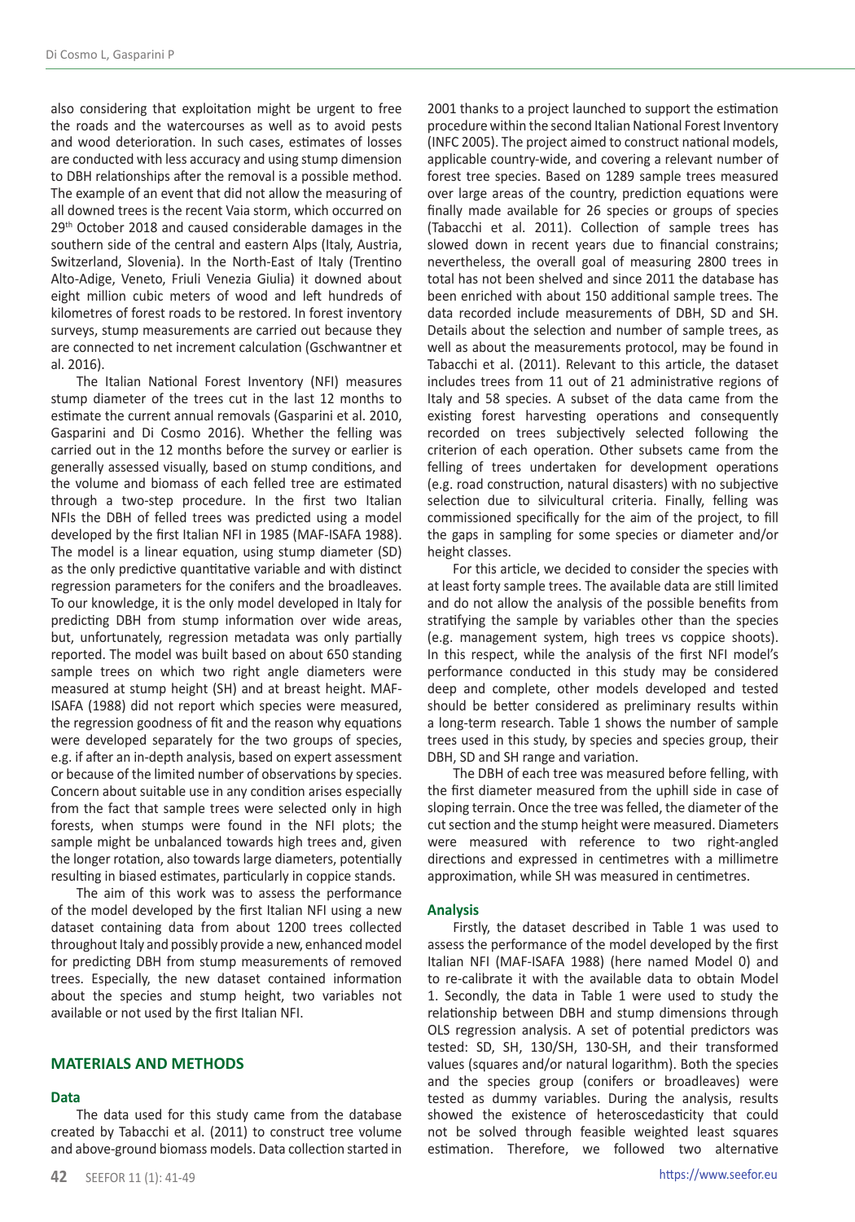also considering that exploitation might be urgent to free the roads and the watercourses as well as to avoid pests and wood deterioration. In such cases, estimates of losses are conducted with less accuracy and using stump dimension to DBH relationships after the removal is a possible method. The example of an event that did not allow the measuring of all downed trees is the recent Vaia storm, which occurred on 29th October 2018 and caused considerable damages in the southern side of the central and eastern Alps (Italy, Austria, Switzerland, Slovenia). In the North-East of Italy (Trentino Alto-Adige, Veneto, Friuli Venezia Giulia) it downed about eight million cubic meters of wood and left hundreds of kilometres of forest roads to be restored. In forest inventory surveys, stump measurements are carried out because they are connected to net increment calculation (Gschwantner et al. 2016).

The Italian National Forest Inventory (NFI) measures stump diameter of the trees cut in the last 12 months to estimate the current annual removals (Gasparini et al. 2010, Gasparini and Di Cosmo 2016). Whether the felling was carried out in the 12 months before the survey or earlier is generally assessed visually, based on stump conditions, and the volume and biomass of each felled tree are estimated through a two-step procedure. In the first two Italian NFIs the DBH of felled trees was predicted using a model developed by the first Italian NFI in 1985 (MAF-ISAFA 1988). The model is a linear equation, using stump diameter (SD) as the only predictive quantitative variable and with distinct regression parameters for the conifers and the broadleaves. To our knowledge, it is the only model developed in Italy for predicting DBH from stump information over wide areas, but, unfortunately, regression metadata was only partially reported. The model was built based on about 650 standing sample trees on which two right angle diameters were measured at stump height (SH) and at breast height. MAF-ISAFA (1988) did not report which species were measured, the regression goodness of fit and the reason why equations were developed separately for the two groups of species, e.g. if after an in-depth analysis, based on expert assessment or because of the limited number of observations by species. Concern about suitable use in any condition arises especially from the fact that sample trees were selected only in high forests, when stumps were found in the NFI plots; the sample might be unbalanced towards high trees and, given the longer rotation, also towards large diameters, potentially resulting in biased estimates, particularly in coppice stands.

The aim of this work was to assess the performance of the model developed by the first Italian NFI using a new dataset containing data from about 1200 trees collected throughout Italy and possibly provide a new, enhanced model for predicting DBH from stump measurements of removed trees. Especially, the new dataset contained information about the species and stump height, two variables not available or not used by the first Italian NFI.

## MATERIALS AND METHODS

### Data

The data used for this study came from the database created by Tabacchi et al. (2011) to construct tree volume and above-ground biomass models. Data collection started in 2001 thanks to a project launched to support the estimation procedure within the second Italian National Forest Inventory (INFC 2005). The project aimed to construct national models, applicable country-wide, and covering a relevant number of forest tree species. Based on 1289 sample trees measured over large areas of the country, prediction equations were finally made available for 26 species or groups of species (Tabacchi et al. 2011). Collection of sample trees has slowed down in recent years due to financial constrains; nevertheless, the overall goal of measuring 2800 trees in total has not been shelved and since 2011 the database has been enriched with about 150 additional sample trees. The data recorded include measurements of DBH, SD and SH. Details about the selection and number of sample trees, as well as about the measurements protocol, may be found in Tabacchi et al. (2011). Relevant to this article, the dataset includes trees from 11 out of 21 administrative regions of Italy and 58 species. A subset of the data came from the existing forest harvesting operations and consequently recorded on trees subjectively selected following the criterion of each operation. Other subsets came from the felling of trees undertaken for development operations (e.g. road construction, natural disasters) with no subjective selection due to silvicultural criteria. Finally, felling was commissioned specifically for the aim of the project, to fill the gaps in sampling for some species or diameter and/or height classes.

For this article, we decided to consider the species with at least forty sample trees. The available data are still limited and do not allow the analysis of the possible benefits from stratifying the sample by variables other than the species (e.g. management system, high trees vs coppice shoots). In this respect, while the analysis of the first NFI model's performance conducted in this study may be considered deep and complete, other models developed and tested should be better considered as preliminary results within a long-term research. Table 1 shows the number of sample trees used in this study, by species and species group, their DBH, SD and SH range and variation.

The DBH of each tree was measured before felling, with the first diameter measured from the uphill side in case of sloping terrain. Once the tree was felled, the diameter of the cut section and the stump height were measured. Diameters were measured with reference to two right-angled directions and expressed in centimetres with a millimetre approximation, while SH was measured in centimetres.

### Analysis

Firstly, the dataset described in Table 1 was used to assess the performance of the model developed by the first Italian NFI (MAF-ISAFA 1988) (here named Model 0) and to re-calibrate it with the available data to obtain Model 1. Secondly, the data in Table 1 were used to study the relationship between DBH and stump dimensions through OLS regression analysis. A set of potential predictors was tested: SD, SH, 130/SH, 130-SH, and their transformed values (squares and/or natural logarithm). Both the species and the species group (conifers or broadleaves) were tested as dummy variables. During the analysis, results showed the existence of heteroscedasticity that could not be solved through feasible weighted least squares estimation. Therefore, we followed two alternative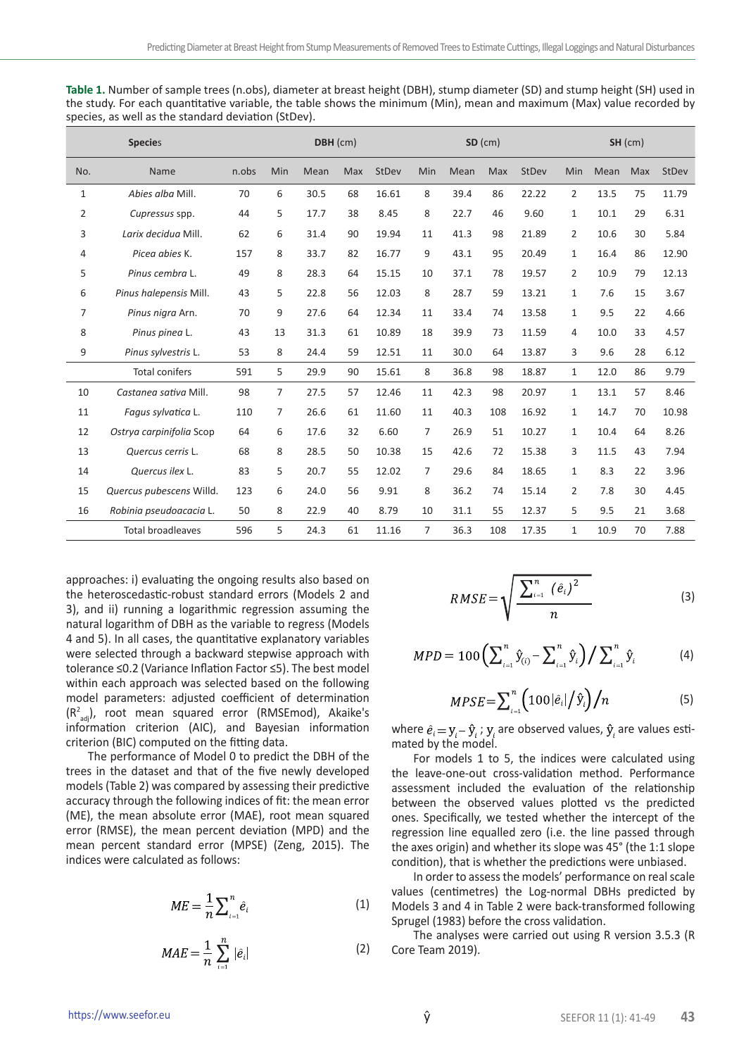**Table 1.** Number of sample trees (n.obs), diameter at breast height (DBH), stump diameter (SD) and stump height (SH) used in the study. For each quantitative variable, the table shows the minimum (Min), mean and maximum (Max) value recorded by species, as well as the standard deviation (StDev).

| Species | | | DBH (cm) | | | | SD (cm) | | | | SH (cm) | | | |
|---|---|---|---|---|---|---|---|---|---|---|---|---|---|---|
| No. | Name | n.obs | Min | Mean | Max | StDev | Min | Mean | Max | StDev | Min | Mean | Max | StDev |
| 1 | *Abies alba* Mill. | 70 | 6 | 30.5 | 68 | 16.61 | 8 | 39.4 | 86 | 22.22 | 2 | 13.5 | 75 | 11.79 |
| 2 | *Cupressus* spp. | 44 | 5 | 17.7 | 38 | 8.45 | 8 | 22.7 | 46 | 9.60 | 1 | 10.1 | 29 | 6.31 |
| 3 | *Larix decidua* Mill. | 62 | 6 | 31.4 | 90 | 19.94 | 11 | 41.3 | 98 | 21.89 | 2 | 10.6 | 30 | 5.84 |
| 4 | *Picea abies* K. | 157 | 8 | 33.7 | 82 | 16.77 | 9 | 43.1 | 95 | 20.49 | 1 | 16.4 | 86 | 12.90 |
| 5 | *Pinus cembra* L. | 49 | 8 | 28.3 | 64 | 15.15 | 10 | 37.1 | 78 | 19.57 | 2 | 10.9 | 79 | 12.13 |
| 6 | *Pinus halepensis* Mill. | 43 | 5 | 22.8 | 56 | 12.03 | 8 | 28.7 | 59 | 13.21 | 1 | 7.6 | 15 | 3.67 |
| 7 | *Pinus nigra* Arn. | 70 | 9 | 27.6 | 64 | 12.34 | 11 | 33.4 | 74 | 13.58 | 1 | 9.5 | 22 | 4.66 |
| 8 | *Pinus pinea* L. | 43 | 13 | 31.3 | 61 | 10.89 | 18 | 39.9 | 73 | 11.59 | 4 | 10.0 | 33 | 4.57 |
| 9 | *Pinus sylvestris* L. | 53 | 8 | 24.4 | 59 | 12.51 | 11 | 30.0 | 64 | 13.87 | 3 | 9.6 | 28 | 6.12 |
| | Total conifers | 591 | 5 | 29.9 | 90 | 15.61 | 8 | 36.8 | 98 | 18.87 | 1 | 12.0 | 86 | 9.79 |
| 10 | *Castanea sativa* Mill. | 98 | 7 | 27.5 | 57 | 12.46 | 11 | 42.3 | 98 | 20.97 | 1 | 13.1 | 57 | 8.46 |
| 11 | *Fagus sylvatica* L. | 110 | 7 | 26.6 | 61 | 11.60 | 11 | 40.3 | 108 | 16.92 | 1 | 14.7 | 70 | 10.98 |
| 12 | *Ostrya carpinifolia* Scop | 64 | 6 | 17.6 | 32 | 6.60 | 7 | 26.9 | 51 | 10.27 | 1 | 10.4 | 64 | 8.26 |
| 13 | *Quercus cerris* L. | 68 | 8 | 28.5 | 50 | 10.38 | 15 | 42.6 | 72 | 15.38 | 3 | 11.5 | 43 | 7.94 |
| 14 | *Quercus ilex* L. | 83 | 5 | 20.7 | 55 | 12.02 | 7 | 29.6 | 84 | 18.65 | 1 | 8.3 | 22 | 3.96 |
| 15 | *Quercus pubescens* Willd. | 123 | 6 | 24.0 | 56 | 9.91 | 8 | 36.2 | 74 | 15.14 | 2 | 7.8 | 30 | 4.45 |
| 16 | *Robinia pseudoacacia* L. | 50 | 8 | 22.9 | 40 | 8.79 | 10 | 31.1 | 55 | 12.37 | 5 | 9.5 | 21 | 3.68 |
| | Total broadleaves | 596 | 5 | 24.3 | 61 | 11.16 | 7 | 36.3 | 108 | 17.35 | 1 | 10.9 | 70 | 7.88 |

approaches: i) evaluating the ongoing results also based on the heteroscedastic-robust standard errors (Models 2 and 3), and ii) running a logarithmic regression assuming the natural logarithm of DBH as the variable to regress (Models 4 and 5). In all cases, the quantitative explanatory variables were selected through a backward stepwise approach with tolerance ≤0.2 (Variance Inflation Factor ≤5). The best model within each approach was selected based on the following model parameters: adjusted coefficient of determination ($R^2_{adj}$), root mean squared error (RMSEmod), Akaike's information criterion (AIC), and Bayesian information criterion (BIC) computed on the fitting data.

The performance of Model 0 to predict the DBH of the trees in the dataset and that of the five newly developed models (Table 2) was compared by assessing their predictive accuracy through the following indices of fit: the mean error (ME), the mean absolute error (MAE), root mean squared error (RMSE), the mean percent deviation (MPD) and the mean percent standard error (MPSE) (Zeng, 2015). The indices were calculated as follows:

$$ME = \frac{1}{n}\sum_{i=1}^{n} \hat{e}_i \tag{1}$$

$$MAE = \frac{1}{n}\sum_{i=1}^{n} |\hat{e}_i| \tag{2}$$

$$RMSE = \sqrt{\frac{\sum_{i=1}^{n} (\hat{e}_i)^2}{n}} \tag{3}$$

$$MPD = 100\left(\sum_{i=1}^{n} \hat{y}_{(i)} - \sum_{i=1}^{n} \hat{y}_i\right) \Big/ \sum_{i=1}^{n} \hat{y}_i \tag{4}$$

$$MPSE = \sum_{i=1}^{n}\left(100|\hat{e}_i| / \hat{y}_i\right) \Big/ n \tag{5}$$

where $\hat{e}_i = y_i - \hat{y}_i$ ; $y_i$ are observed values, $\hat{y}_i$ are values estimated by the model.

For models 1 to 5, the indices were calculated using the leave-one-out cross-validation method. Performance assessment included the evaluation of the relationship between the observed values plotted vs the predicted ones. Specifically, we tested whether the intercept of the regression line equalled zero (i.e. the line passed through the axes origin) and whether its slope was 45° (the 1:1 slope condition), that is whether the predictions were unbiased.

In order to assess the models' performance on real scale values (centimetres) the Log-normal DBHs predicted by Models 3 and 4 in Table 2 were back-transformed following Sprugel (1983) before the cross validation.

The analyses were carried out using R version 3.5.3 (R Core Team 2019).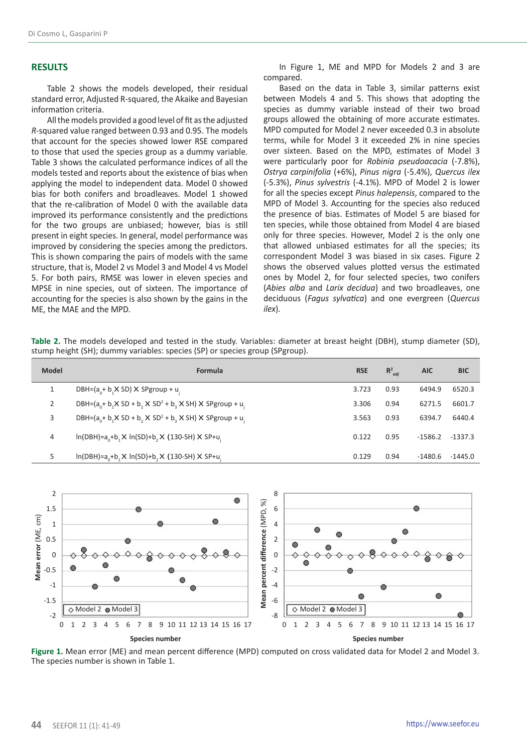## RESULTS

Table 2 shows the models developed, their residual standard error, Adjusted R-squared, the Akaike and Bayesian information criteria.

All the models provided a good level of fit as the adjusted *R*-squared value ranged between 0.93 and 0.95. The models that account for the species showed lower RSE compared to those that used the species group as a dummy variable. Table 3 shows the calculated performance indices of all the models tested and reports about the existence of bias when applying the model to independent data. Model 0 showed bias for both conifers and broadleaves. Model 1 showed that the re-calibration of Model 0 with the available data improved its performance consistently and the predictions for the two groups are unbiased; however, bias is still present in eight species. In general, model performance was improved by considering the species among the predictors. This is shown comparing the pairs of models with the same structure, that is, Model 2 vs Model 3 and Model 4 vs Model 5. For both pairs, RMSE was lower in eleven species and MPSE in nine species, out of sixteen. The importance of accounting for the species is also shown by the gains in the ME, the MAE and the MPD.

In Figure 1, ME and MPD for Models 2 and 3 are compared.

Based on the data in Table 3, similar patterns exist between Models 4 and 5. This shows that adopting the species as dummy variable instead of their two broad groups allowed the obtaining of more accurate estimates. MPD computed for Model 2 never exceeded 0.3 in absolute terms, while for Model 3 it exceeded 2% in nine species over sixteen. Based on the MPD, estimates of Model 3 were particularly poor for *Robinia pseudoacacia* (-7.8%), *Ostrya carpinifolia* (+6%), *Pinus nigra* (-5.4%), *Quercus ilex* (-5.3%), *Pinus sylvestris* (-4.1%). MPD of Model 2 is lower for all the species except *Pinus halepensis*, compared to the MPD of Model 3. Accounting for the species also reduced the presence of bias. Estimates of Model 5 are biased for ten species, while those obtained from Model 4 are biased only for three species. However, Model 2 is the only one that allowed unbiased estimates for all the species; its correspondent Model 3 was biased in six cases. Figure 2 shows the observed values plotted versus the estimated ones by Model 2, for four selected species, two conifers (*Abies alba* and *Larix decidua*) and two broadleaves, one deciduous (*Fagus sylvatica*) and one evergreen (*Quercus ilex*).

**Table 2.** The models developed and tested in the study. Variables: diameter at breast height (DBH), stump diameter (SD), stump height (SH); dummy variables: species (SP) or species group (SPgroup).

| Model | Formula | RSE | $R^2_{adj}$ | AIC | BIC |
|---|---|---|---|---|---|
| 1 | $DBH=(a_0+ b_1 \times SD) \times SPgroup + u_j$ | 3.723 | 0.93 | 6494.9 | 6520.3 |
| 2 | $DBH=(a_0+ b_1 \times SD + b_2 \times SD^2 + b_3 \times SH) \times SPgroup + u_j$ | 3.306 | 0.94 | 6271.5 | 6601.7 |
| 3 | $DBH=(a_0+ b_1 \times SD + b_2 \times SD^2 + b_3 \times SH) \times SPgroup + u_j$ | 3.563 | 0.93 | 6394.7 | 6440.4 |
| 4 | $\ln(DBH)=a_0+b_1 \times \ln(SD)+b_2 \times (130\text{-}SH) \times SP+u_j$ | 0.122 | 0.95 | -1586.2 | -1337.3 |
| 5 | $\ln(DBH)=a_0+b_1 \times \ln(SD)+b_2 \times (130\text{-}SH) \times SP+u_j$ | 0.129 | 0.94 | -1480.6 | -1445.0 |

Mean error (ME, cm)
2
1.5
1
0.5
0
-0.5
-1
-1.5
-2
◇ Model 2 ● Model 3
0 1 2 3 4 5 6 7 8 9 10 11 12 13 14 15 16 17
Species number

Mean percent difference (MPD, %)
8
6
4
2
0
-2
-4
-6
-8
◇ Model 2 ● Model 3
0 1 2 3 4 5 6 7 8 9 10 11 12 13 14 15 16 17
Species number

**Figure 1.** Mean error (ME) and mean percent difference (MPD) computed on cross validated data for Model 2 and Model 3. The species number is shown in Table 1.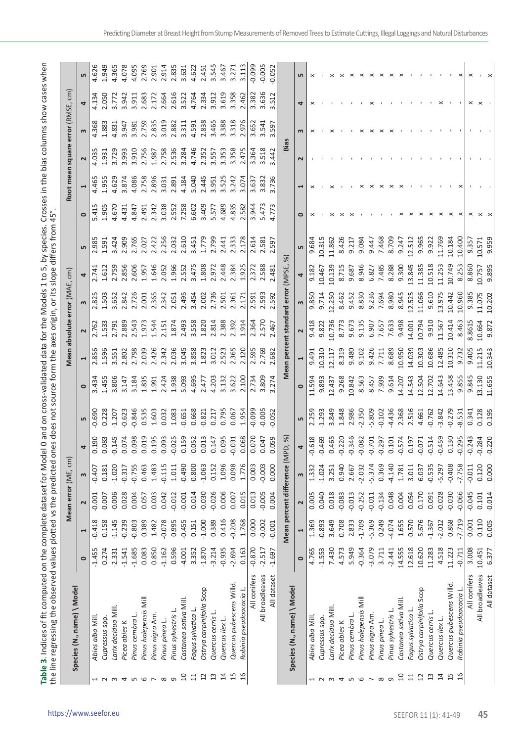**Table 3.** Indices of fit computed on the complete dataset for Model 0 and on cross-validated data for the Models 1 to 5, by species. Crosses in the bias columns show cases when the line regressing the observed values plotted vs the predicted ones does not source form the axes origin, or its slope differs from 45°.

| | Species (N., name) \ Model | Mean error (ME, cm) | | | | | | Mean absolute error (MAE, cm) | | | | | | Root mean square error (RMSE, cm) | | | | | |
|---|---|---|---|---|---|---|---|---|---|---|---|---|---|---|---|---|---|---|---|
| | | 0 | 1 | 2 | 3 | 4 | 5 | 0 | 1 | 2 | 3 | 4 | 5 | 0 | 1 | 2 | 3 | 4 | 5 |
| 1 | *Abies alba* Mill. | -1.455 | -0.418 | -0.001 | -0.407 | 0.190 | -0.690 | 3.434 | 2.856 | 2.762 | 2.825 | 2.741 | 2.985 | 5.415 | 4.465 | 4.035 | 4.368 | 4.134 | 4.626 |
| 2 | *Cupressus* spp. | 0.274 | 0.158 | -0.007 | 0.181 | 0.083 | 0.228 | 1.455 | 1.596 | 1.533 | 1.503 | 1.612 | 1.591 | 1.905 | 1.955 | 1.931 | 1.883 | 2.050 | 1.949 |
| 3 | *Larix decidua* Mill. | -2.331 | -1.145 | -0.006 | -1.020 | -0.145 | -1.207 | 3.806 | 3.551 | 2.791 | 3.652 | 2.759 | 3.424 | 4.670 | 4.629 | 3.729 | 4.831 | 3.772 | 4.365 |
| 4 | *Picea abies* K | -1.541 | -0.239 | 0.028 | -0.317 | 0.074 | -0.623 | 3.147 | 2.802 | 2.889 | 2.842 | 2.856 | 2.909 | 4.431 | 3.874 | 3.993 | 3.947 | 3.942 | 4.078 |
| 5 | *Pinus cembra* L. | -1.685 | -0.803 | 0.004 | -0.755 | 0.098 | -0.846 | 3.184 | 2.798 | 2.543 | 2.726 | 2.606 | 2.765 | 4.847 | 4.086 | 3.910 | 3.981 | 3.911 | 4.095 |
| 6 | *Pinus halepensis* Mill | 0.083 | 0.389 | 0.057 | 0.463 | 0.019 | 0.535 | 1.835 | 2.039 | 1.973 | 2.001 | 1.957 | 2.027 | 2.491 | 2.758 | 2.756 | 2.759 | 2.683 | 2.769 |
| 7 | *Pinus nigra* Arn. | 0.850 | 1.482 | 0.003 | 1.483 | 0.195 | 1.603 | 1.991 | 2.426 | 1.544 | 2.365 | 1.646 | 2.422 | 2.342 | 2.896 | 1.987 | 2.835 | 2.172 | 2.901 |
| 8 | *Pinus pinea* L. | -1.162 | -0.078 | 0.042 | -0.115 | 0.093 | 0.032 | 2.424 | 2.342 | 2.151 | 2.342 | 2.052 | 2.256 | 3.038 | 3.031 | 2.758 | 3.019 | 2.664 | 2.914 |
| 9 | *Pinus sylvestris* L. | 0.596 | 0.995 | -0.012 | 1.011 | -0.025 | 1.083 | 1.938 | 2.036 | 1.874 | 2.051 | 1.966 | 2.032 | 2.552 | 2.891 | 2.536 | 2.882 | 2.616 | 2.835 |
| 10 | *Castanea sativa* Mill. | -4.001 | -0.455 | -0.001 | -0.490 | 0.159 | -0.651 | 5.093 | 3.045 | 2.493 | 2.495 | 2.552 | 2.610 | 7.258 | 4.184 | 3.284 | 3.311 | 3.522 | 3.631 |
| 11 | *Fagus sylvatica* L. | -3.352 | -0.151 | -0.014 | -0.800 | -0.052 | -0.668 | 4.695 | 3.858 | 3.558 | 3.454 | 3.475 | 3.451 | 6.602 | 5.040 | 4.746 | 4.591 | 4.764 | 4.622 |
| 12 | *Ostrya carpinifolia* Scop | -1.870 | -1.000 | -0.030 | -1.063 | 0.013 | -0.821 | 2.477 | 1.823 | 1.820 | 2.002 | 1.808 | 1.779 | 3.409 | 2.445 | 2.352 | 2.838 | 2.334 | 2.451 |
| 13 | *Quercus cerris* L. | -3.214 | 0.389 | -0.026 | 0.152 | 0.147 | 0.217 | 4.203 | 3.012 | 2.814 | 2.736 | 2.972 | 2.799 | 5.577 | 3.951 | 3.557 | 3.465 | 3.912 | 3.545 |
| 14 | *Quercus ilex* L. | -0.935 | 0.416 | 0.006 | 1.096 | 0.095 | 0.795 | 3.132 | 2.523 | 2.388 | 2.501 | 2.448 | 2.441 | 4.689 | 3.525 | 3.353 | 3.388 | 3.619 | 3.467 |
| 15 | *Quercus pubescens* Willd. | -2.694 | -0.208 | 0.007 | 0.098 | -0.031 | 0.067 | 3.622 | 2.365 | 2.392 | 2.361 | 2.384 | 2.333 | 4.835 | 3.242 | 3.358 | 3.318 | 3.358 | 3.271 |
| 16 | *Robinia pseudoacacia* L. | 0.163 | 1.768 | 0.015 | 1.776 | 0.068 | 1.954 | 2.100 | 2.120 | 1.914 | 2.171 | 1.925 | 2.178 | 2.582 | 3.074 | 2.475 | 2.976 | 2.462 | 3.113 |
| | All conifers | -0.870 | 0.000 | 0.013 | 0.003 | 0.070 | -0.099 | 2.734 | 2.595 | 2.364 | 2.591 | 2.372 | 2.614 | 3.944 | 3.637 | 3.364 | 3.652 | 3.382 | -0.099 |
| | All broadleaves | -2.517 | -0.002 | -0.005 | -0.003 | 0.047 | -0.005 | 3.809 | 2.769 | 2.570 | 2.593 | 2.588 | 2.581 | 5.473 | 3.832 | 3.518 | 3.541 | 3.636 | -0.005 |
| | All dataset | -1.697 | -0.001 | 0.004 | 0.000 | 0.059 | -0.052 | 3.274 | 2.682 | 2.467 | 2.592 | 2.481 | 2.597 | 4.773 | 3.736 | 3.442 | 3.597 | 3.512 | -0.052 |

| | Species (N., name) \ Model | Mean percent difference (MPD, %) | | | | | | Mean percent standard error (MPSE, %) | | | | | | Bias | | | | | |
|---|---|---|---|---|---|---|---|---|---|---|---|---|---|---|---|---|---|---|---|
| | | 0 | 1 | 2 | 3 | 4 | 5 | 0 | 1 | 2 | 3 | 4 | 5 | 0 | 1 | 2 | 3 | 4 | 5 |
| 1 | *Abies alba* Mill. | 4.765 | 1.369 | 0.005 | 1.332 | -0.618 | 2.259 | 11.594 | 9.491 | 9.418 | 9.850 | 9.182 | 9.684 | x | x | - | x | x | x |
| 2 | *Cupressus* spp. | -1.553 | -0.893 | 0.040 | -1.024 | -0.469 | -1.293 | 9.893 | 10.310 | 9.822 | 9.714 | 10.467 | 10.315 | - | - | - | - | - | - |
| 3 | *Larix decidua* Mill. | 7.430 | 3.649 | 0.018 | 3.251 | 0.465 | 3.849 | 12.437 | 12.117 | 10.736 | 12.250 | 10.139 | 11.862 | x | x | - | x | - | x |
| 4 | *Picea abies* K | 4.573 | 0.708 | -0.083 | 0.940 | -0.220 | 1.848 | 9.268 | 8.319 | 8.773 | 8.462 | 8.715 | 8.426 | x | - | - | - | - | x |
| 5 | *Pinus cembra* L. | 5.949 | 2.833 | -0.013 | 2.667 | -0.346 | 2.986 | 10.842 | 9.480 | 9.673 | 9.452 | 9.687 | 9.217 | x | - | - | - | - | x |
| 6 | *Pinus halepensis* Mill | -0.364 | -1.709 | -0.252 | -2.032 | -0.082 | -2.350 | 8.563 | 9.102 | 9.135 | 8.830 | 8.946 | 9.084 | - | x | - | x | - | x |
| 7 | *Pinus nigra* Arn. | -3.079 | -5.369 | -0.011 | -5.374 | -0.701 | -5.809 | 8.457 | 9.426 | 6.907 | 9.236 | 6.827 | 9.447 | - | x | - | x | x | x |
| 8 | *Pinus pinea* L. | 3.711 | 0.249 | -0.134 | 0.369 | -0.297 | -0.102 | 7.939 | 7.711 | 7.657 | 7.694 | 7.485 | 7.468 | - | x | - | x | - | x |
| 9 | *Pinus sylvestris* L. | -2.441 | -4.074 | 0.048 | -4.140 | 0.101 | -4.436 | 9.614 | 8.689 | 7.633 | 8.980 | 8.288 | 8.709 | - | x | - | x | - | x |
| 10 | *Castanea sativa* Mill. | 14.555 | 1.655 | 0.004 | 1.781 | -0.574 | 2.368 | 14.207 | 10.950 | 9.498 | 8.945 | 9.300 | 9.247 | x | x | - | - | - | x |
| 11 | *Fagus sylvatica* L. | 12.618 | 0.570 | 0.054 | 3.011 | 0.197 | 2.516 | 14.543 | 14.039 | 14.001 | 12.525 | 13.845 | 12.512 | x | - | - | - | - | - |
| 12 | *Ostrya carpinifolia* Scop | 10.620 | 5.676 | 0.170 | 6.037 | -0.071 | 4.661 | 12.504 | 10.303 | 10.794 | 11.066 | 11.385 | 9.965 | x | - | - | - | - | - |
| 13 | *Quercus cerris* L. | 11.283 | -1.367 | 0.091 | -0.535 | -0.514 | -0.762 | 12.702 | 10.686 | 9.910 | 9.610 | 10.518 | 9.922 | x | - | - | - | - | - |
| 14 | *Quercus ilex* L. | 4.518 | -2.012 | -0.028 | -5.297 | -0.459 | -3.842 | 14.643 | 12.485 | 11.567 | 13.975 | 11.253 | 11.769 | x | - | - | - | x | - |
| 15 | *Quercus pubescens* Willd. | 11.223 | 0.868 | -0.030 | -0.408 | 0.130 | -0.279 | 13.458 | 10.310 | 10.414 | 10.442 | 10.749 | 10.184 | x | - | - | - | - | - |
| 16 | *Robinia pseudoacacia* L. | -0.711 | -7.719 | -0.066 | -7.758 | -0.295 | -8.531 | 9.855 | 9.732 | 8.463 | 10.960 | 8.253 | 10.400 | x | x | - | - | - | x |
| | All conifers | 3.008 | 0.001 | -0.045 | -0.011 | -0.243 | 0.341 | 9.845 | 9.405 | 8.6615 | 9.385 | 8.860 | 9.357 | x | - | - | - | x | x |
| | All broadleaves | 10.451 | 0.110 | 0.101 | 0.120 | -0.284 | 0.128 | 13.130 | 11.215 | 10.664 | 11.075 | 10.757 | 10.571 | x | - | - | - | x | - |
| | All dataset | 6.377 | 0.005 | -0.014 | 0.000 | -0.220 | 0.195 | 11.655 | 10.343 | 9.872 | 10.202 | 9.895 | 9.959 | x | - | - | - | - | x |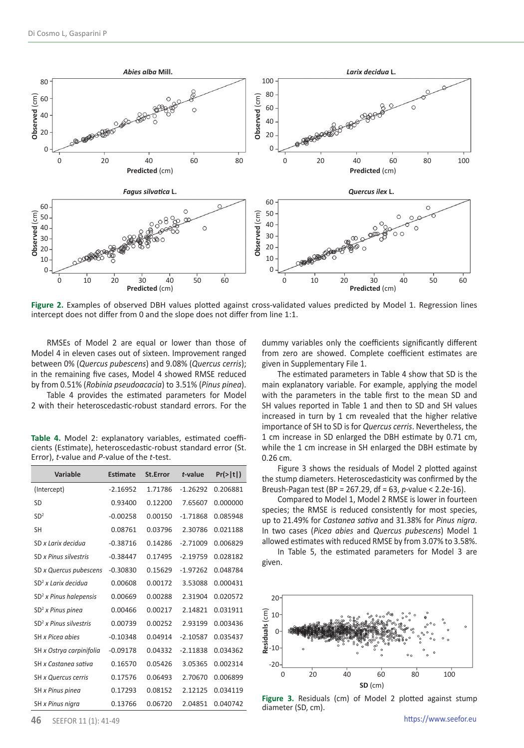*Abies alba* Mill.

Observed (cm)

Predicted (cm)

*Larix decidua* L.

Observed (cm)

Predicted (cm)

*Fagus silvatica* L.

Observed (cm)

Predicted (cm)

*Quercus ilex* L.

Observed (cm)

Predicted (cm)

**Figure 2.** Examples of observed DBH values plotted against cross-validated values predicted by Model 1. Regression lines intercept does not differ from 0 and the slope does not differ from line 1:1.

RMSEs of Model 2 are equal or lower than those of Model 4 in eleven cases out of sixteen. Improvement ranged between 0% (*Quercus pubescens*) and 9.08% (*Quercus cerris*); in the remaining five cases, Model 4 showed RMSE reduced by from 0.51% (*Robinia pseudoacacia*) to 3.51% (*Pinus pinea*).

Table 4 provides the estimated parameters for Model 2 with their heteroscedastic-robust standard errors. For the dummy variables only the coefficients significantly different from zero are showed. Complete coefficient estimates are given in Supplementary File 1.

**Table 4.** Model 2: explanatory variables, estimated coefficients (Estimate), heteroscedastic-robust standard error (St. Error), *t*-value and *P*-value of the *t*-test.

| Variable | Estimate | St.Error | *t*-value | Pr(>\|t\|) |
|---|---|---|---|---|
| (Intercept) | -2.16952 | 1.71786 | -1.26292 | 0.206881 |
| SD | 0.93400 | 0.12200 | 7.65607 | 0.000000 |
| $SD^2$ | -0.00258 | 0.00150 | -1.71868 | 0.085948 |
| SH | 0.08761 | 0.03796 | 2.30786 | 0.021188 |
| SD x *Larix decidua* | -0.38716 | 0.14286 | -2.71009 | 0.006829 |
| SD x *Pinus silvestris* | -0.38447 | 0.17495 | -2.19759 | 0.028182 |
| SD x *Quercus pubescens* | -0.30830 | 0.15629 | -1.97262 | 0.048784 |
| $SD^2$ x *Larix decidua* | 0.00608 | 0.00172 | 3.53088 | 0.000431 |
| $SD^2$ x *Pinus halepensis* | 0.00669 | 0.00288 | 2.31904 | 0.020572 |
| $SD^2$ x *Pinus pinea* | 0.00466 | 0.00217 | 2.14821 | 0.031911 |
| $SD^2$ x *Pinus silvestris* | 0.00739 | 0.00252 | 2.93199 | 0.003436 |
| SH x *Picea abies* | -0.10348 | 0.04914 | -2.10587 | 0.035437 |
| SH x *Ostrya carpinifolia* | -0.09178 | 0.04332 | -2.11838 | 0.034362 |
| SH x *Castanea sativa* | 0.16570 | 0.05426 | 3.05365 | 0.002314 |
| SH x *Quercus cerris* | 0.17576 | 0.06493 | 2.70670 | 0.006899 |
| SH x *Pinus pinea* | 0.17293 | 0.08152 | 2.12125 | 0.034119 |
| SH x *Pinus nigra* | 0.13766 | 0.06720 | 2.04851 | 0.040742 |

The estimated parameters in Table 4 show that SD is the main explanatory variable. For example, applying the model with the parameters in the table first to the mean SD and SH values reported in Table 1 and then to SD and SH values increased in turn by 1 cm revealed that the higher relative importance of SH to SD is for *Quercus cerris*. Nevertheless, the 1 cm increase in SD enlarged the DBH estimate by 0.71 cm, while the 1 cm increase in SH enlarged the DBH estimate by 0.26 cm.

Figure 3 shows the residuals of Model 2 plotted against the stump diameters. Heteroscedasticity was confirmed by the Breush-Pagan test (BP = 267.29, df = 63, *p*-value < 2.2e-16).

Compared to Model 1, Model 2 RMSE is lower in fourteen species; the RMSE is reduced consistently for most species, up to 21.49% for *Castanea sativa* and 31.38% for *Pinus nigra*. In two cases (*Picea abies* and *Quercus pubescens*) Model 1 allowed estimates with reduced RMSE by from 3.07% to 3.58%.

In Table 5, the estimated parameters for Model 3 are given.

Residuals (cm)

SD (cm)

**Figure 3.** Residuals (cm) of Model 2 plotted against stump diameter (SD, cm).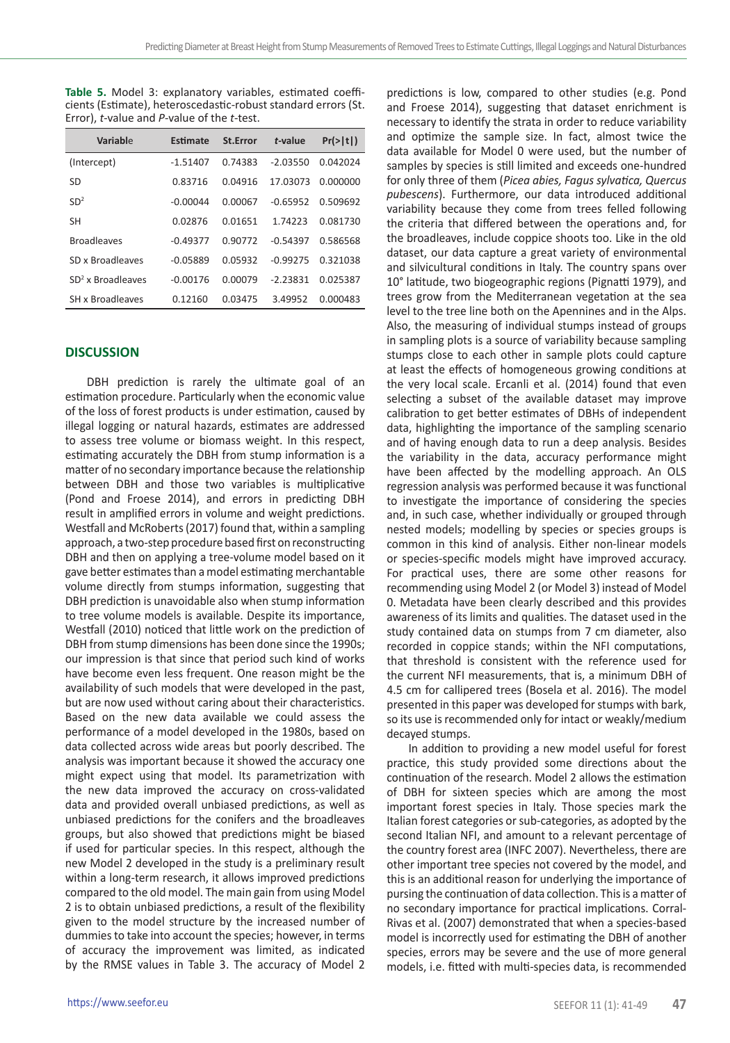**Table 5.** Model 3: explanatory variables, estimated coefficients (Estimate), heteroscedastic-robust standard errors (St. Error), *t*-value and *P*-value of the *t*-test.

| Variable | Estimate | St.Error | *t*-value | Pr(>\|t\|) |
|---|---|---|---|---|
| (Intercept) | -1.51407 | 0.74383 | -2.03550 | 0.042024 |
| SD | 0.83716 | 0.04916 | 17.03073 | 0.000000 |
| $SD^2$ | -0.00044 | 0.00067 | -0.65952 | 0.509692 |
| SH | 0.02876 | 0.01651 | 1.74223 | 0.081730 |
| Broadleaves | -0.49377 | 0.90772 | -0.54397 | 0.586568 |
| SD x Broadleaves | -0.05889 | 0.05932 | -0.99275 | 0.321038 |
| $SD^2$ x Broadleaves | -0.00176 | 0.00079 | -2.23831 | 0.025387 |
| SH x Broadleaves | 0.12160 | 0.03475 | 3.49952 | 0.000483 |

## DISCUSSION

DBH prediction is rarely the ultimate goal of an estimation procedure. Particularly when the economic value of the loss of forest products is under estimation, caused by illegal logging or natural hazards, estimates are addressed to assess tree volume or biomass weight. In this respect, estimating accurately the DBH from stump information is a matter of no secondary importance because the relationship between DBH and those two variables is multiplicative (Pond and Froese 2014), and errors in predicting DBH result in amplified errors in volume and weight predictions. Westfall and McRoberts (2017) found that, within a sampling approach, a two-step procedure based first on reconstructing DBH and then on applying a tree-volume model based on it gave better estimates than a model estimating merchantable volume directly from stumps information, suggesting that DBH prediction is unavoidable also when stump information to tree volume models is available. Despite its importance, Westfall (2010) noticed that little work on the prediction of DBH from stump dimensions has been done since the 1990s; our impression is that since that period such kind of works have become even less frequent. One reason might be the availability of such models that were developed in the past, but are now used without caring about their characteristics. Based on the new data available we could assess the performance of a model developed in the 1980s, based on data collected across wide areas but poorly described. The analysis was important because it showed the accuracy one might expect using that model. Its parametrization with the new data improved the accuracy on cross-validated data and provided overall unbiased predictions, as well as unbiased predictions for the conifers and the broadleaves groups, but also showed that predictions might be biased if used for particular species. In this respect, although the new Model 2 developed in the study is a preliminary result within a long-term research, it allows improved predictions compared to the old model. The main gain from using Model 2 is to obtain unbiased predictions, a result of the flexibility given to the model structure by the increased number of dummies to take into account the species; however, in terms of accuracy the improvement was limited, as indicated by the RMSE values in Table 3. The accuracy of Model 2 predictions is low, compared to other studies (e.g. Pond and Froese 2014), suggesting that dataset enrichment is necessary to identify the strata in order to reduce variability and optimize the sample size. In fact, almost twice the data available for Model 0 were used, but the number of samples by species is still limited and exceeds one-hundred for only three of them (*Picea abies, Fagus sylvatica, Quercus pubescens*). Furthermore, our data introduced additional variability because they come from trees felled following the criteria that differed between the operations and, for the broadleaves, include coppice shoots too. Like in the old dataset, our data capture a great variety of environmental and silvicultural conditions in Italy. The country spans over 10° latitude, two biogeographic regions (Pignatti 1979), and trees grow from the Mediterranean vegetation at the sea level to the tree line both on the Apennines and in the Alps. Also, the measuring of individual stumps instead of groups in sampling plots is a source of variability because sampling stumps close to each other in sample plots could capture at least the effects of homogeneous growing conditions at the very local scale. Ercanli et al. (2014) found that even selecting a subset of the available dataset may improve calibration to get better estimates of DBHs of independent data, highlighting the importance of the sampling scenario and of having enough data to run a deep analysis. Besides the variability in the data, accuracy performance might have been affected by the modelling approach. An OLS regression analysis was performed because it was functional to investigate the importance of considering the species and, in such case, whether individually or grouped through nested models; modelling by species or species groups is common in this kind of analysis. Either non-linear models or species-specific models might have improved accuracy. For practical uses, there are some other reasons for recommending using Model 2 (or Model 3) instead of Model 0. Metadata have been clearly described and this provides awareness of its limits and qualities. The dataset used in the study contained data on stumps from 7 cm diameter, also recorded in coppice stands; within the NFI computations, that threshold is consistent with the reference used for the current NFI measurements, that is, a minimum DBH of 4.5 cm for callipered trees (Bosela et al. 2016). The model presented in this paper was developed for stumps with bark, so its use is recommended only for intact or weakly/medium decayed stumps.

In addition to providing a new model useful for forest practice, this study provided some directions about the continuation of the research. Model 2 allows the estimation of DBH for sixteen species which are among the most important forest species in Italy. Those species mark the Italian forest categories or sub-categories, as adopted by the second Italian NFI, and amount to a relevant percentage of the country forest area (INFC 2007). Nevertheless, there are other important tree species not covered by the model, and this is an additional reason for underlying the importance of pursing the continuation of data collection. This is a matter of no secondary importance for practical implications. Corral-Rivas et al. (2007) demonstrated that when a species-based model is incorrectly used for estimating the DBH of another species, errors may be severe and the use of more general models, i.e. fitted with multi-species data, is recommended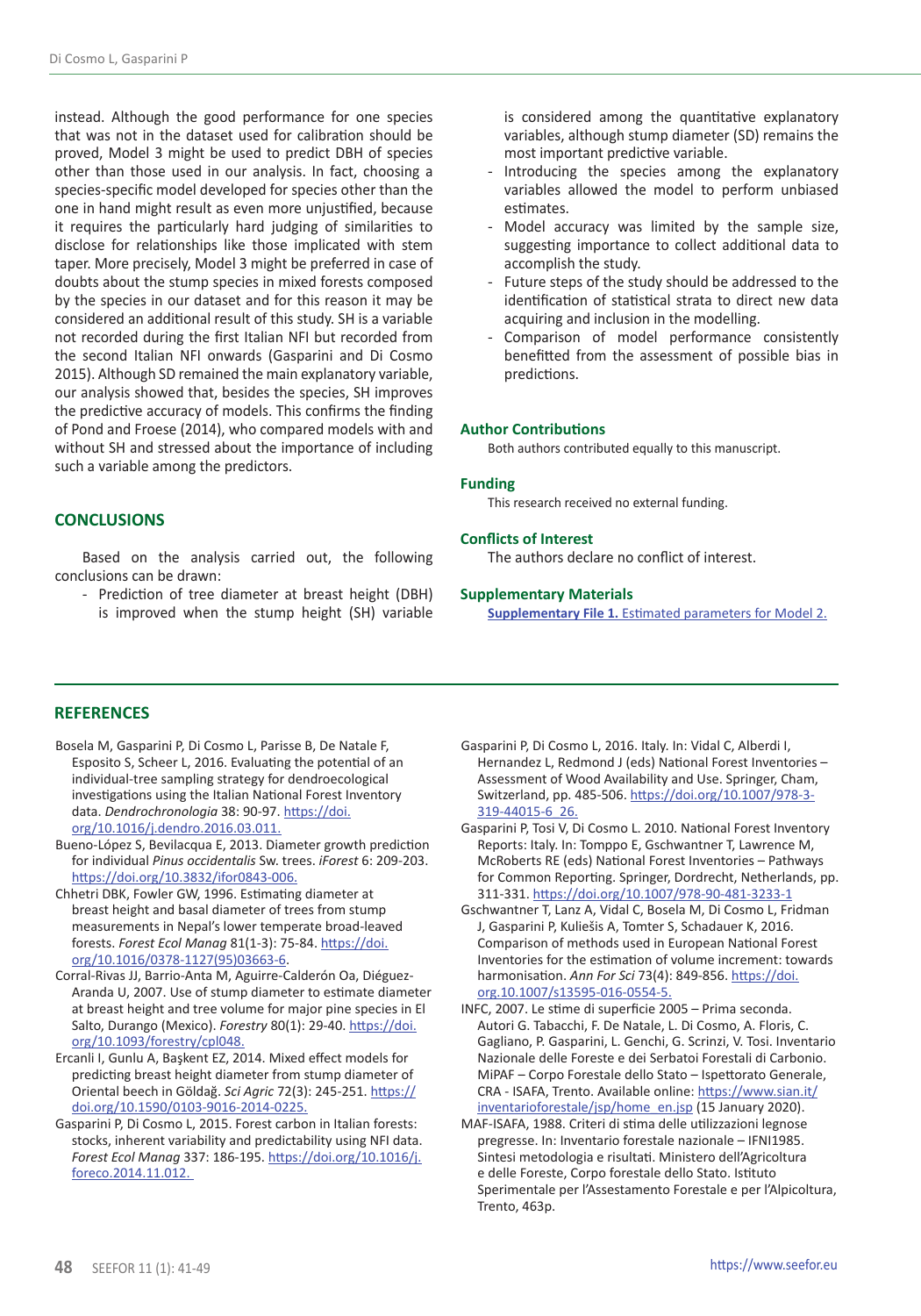instead. Although the good performance for one species that was not in the dataset used for calibration should be proved, Model 3 might be used to predict DBH of species other than those used in our analysis. In fact, choosing a species-specific model developed for species other than the one in hand might result as even more unjustified, because it requires the particularly hard judging of similarities to disclose for relationships like those implicated with stem taper. More precisely, Model 3 might be preferred in case of doubts about the stump species in mixed forests composed by the species in our dataset and for this reason it may be considered an additional result of this study. SH is a variable not recorded during the first Italian NFI but recorded from the second Italian NFI onwards (Gasparini and Di Cosmo 2015). Although SD remained the main explanatory variable, our analysis showed that, besides the species, SH improves the predictive accuracy of models. This confirms the finding of Pond and Froese (2014), who compared models with and without SH and stressed about the importance of including such a variable among the predictors.

## CONCLUSIONS

Based on the analysis carried out, the following conclusions can be drawn:

- Prediction of tree diameter at breast height (DBH) is improved when the stump height (SH) variable is considered among the quantitative explanatory variables, although stump diameter (SD) remains the most important predictive variable.
- Introducing the species among the explanatory variables allowed the model to perform unbiased estimates.
- Model accuracy was limited by the sample size, suggesting importance to collect additional data to accomplish the study.
- Future steps of the study should be addressed to the identification of statistical strata to direct new data acquiring and inclusion in the modelling.
- Comparison of model performance consistently benefitted from the assessment of possible bias in predictions.

### Author Contributions

Both authors contributed equally to this manuscript.

### Funding

This research received no external funding.

### Conflicts of Interest

The authors declare no conflict of interest.

### Supplementary Materials

**Supplementary File 1.** Estimated parameters for Model 2.

## REFERENCES

Bosela M, Gasparini P, Di Cosmo L, Parisse B, De Natale F, Esposito S, Scheer L, 2016. Evaluating the potential of an individual-tree sampling strategy for dendroecological investigations using the Italian National Forest Inventory data. *Dendrochronologia* 38: 90-97. https://doi.org/10.1016/j.dendro.2016.03.011.

Bueno-López S, Bevilacqua E, 2013. Diameter growth prediction for individual *Pinus occidentalis* Sw. trees. *iForest* 6: 209-203. https://doi.org/10.3832/ifor0843-006.

Chhetri DBK, Fowler GW, 1996. Estimating diameter at breast height and basal diameter of trees from stump measurements in Nepal's lower temperate broad-leaved forests. *Forest Ecol Manag* 81(1-3): 75-84. https://doi.org/10.1016/0378-1127(95)03663-6.

Corral-Rivas JJ, Barrio-Anta M, Aguirre-Calderón Oa, Diéguez-Aranda U, 2007. Use of stump diameter to estimate diameter at breast height and tree volume for major pine species in El Salto, Durango (Mexico). *Forestry* 80(1): 29-40. https://doi.org/10.1093/forestry/cpl048.

Ercanli I, Gunlu A, Başkent EZ, 2014. Mixed effect models for predicting breast height diameter from stump diameter of Oriental beech in Göldağ. *Sci Agric* 72(3): 245-251. https://doi.org/10.1590/0103-9016-2014-0225.

Gasparini P, Di Cosmo L, 2015. Forest carbon in Italian forests: stocks, inherent variability and predictability using NFI data. *Forest Ecol Manag* 337: 186-195. https://doi.org/10.1016/j.foreco.2014.11.012.

Gasparini P, Di Cosmo L, 2016. Italy. In: Vidal C, Alberdi I, Hernandez L, Redmond J (eds) National Forest Inventories – Assessment of Wood Availability and Use. Springer, Cham, Switzerland, pp. 485-506. https://doi.org/10.1007/978-3-319-44015-6_26.

Gasparini P, Tosi V, Di Cosmo L. 2010. National Forest Inventory Reports: Italy. In: Tomppo E, Gschwantner T, Lawrence M, McRoberts RE (eds) National Forest Inventories – Pathways for Common Reporting. Springer, Dordrecht, Netherlands, pp. 311-331. https://doi.org/10.1007/978-90-481-3233-1

Gschwantner T, Lanz A, Vidal C, Bosela M, Di Cosmo L, Fridman J, Gasparini P, Kuliešis A, Tomter S, Schadauer K, 2016. Comparison of methods used in European National Forest Inventories for the estimation of volume increment: towards harmonisation. *Ann For Sci* 73(4): 849-856. https://doi.org.10.1007/s13595-016-0554-5.

INFC, 2007. Le stime di superficie 2005 – Prima seconda. Autori G. Tabacchi, F. De Natale, L. Di Cosmo, A. Floris, C. Gagliano, P. Gasparini, L. Genchi, G. Scrinzi, V. Tosi. Inventario Nazionale delle Foreste e dei Serbatoi Forestali di Carbonio. MiPAF – Corpo Forestale dello Stato – Ispettorato Generale, CRA - ISAFA, Trento. Available online: https://www.sian.it/inventarioforestale/jsp/home_en.jsp (15 January 2020).

MAF-ISAFA, 1988. Criteri di stima delle utilizzazioni legnose pregresse. In: Inventario forestale nazionale – IFNI1985. Sintesi metodologia e risultati. Ministero dell'Agricoltura e delle Foreste, Corpo Forestale dello Stato. Istituto Sperimentale per l'Assestamento Forestale e per l'Alpicoltura, Trento, 463p.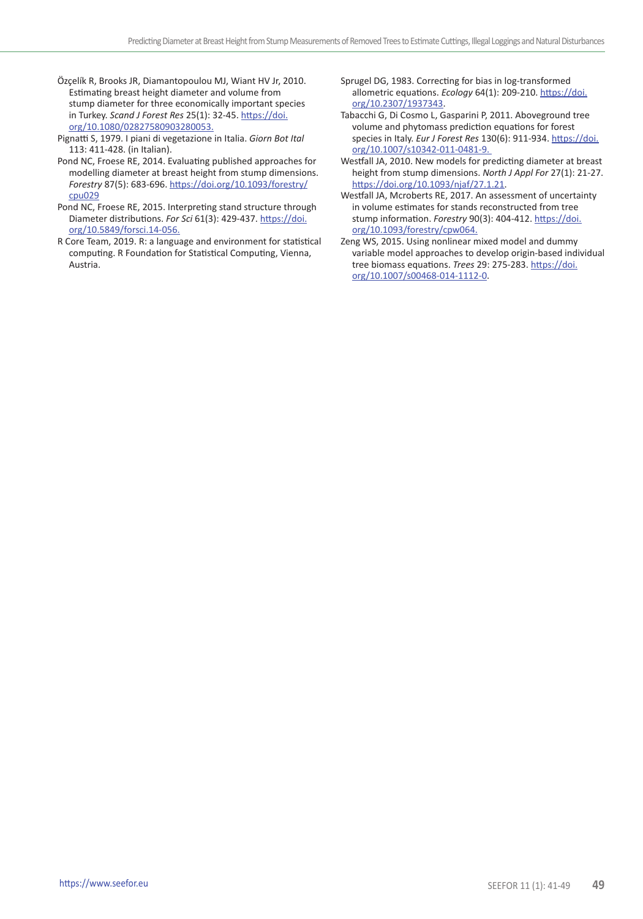Özçelík R, Brooks JR, Diamantopoulou MJ, Wiant HV Jr, 2010. Estimating breast height diameter and volume from stump diameter for three economically important species in Turkey. *Scand J Forest Res* 25(1): 32-45. https://doi.org/10.1080/02827580903280053.

Pignatti S, 1979. I piani di vegetazione in Italia. *Giorn Bot Ital* 113: 411-428. (in Italian).

Pond NC, Froese RE, 2014. Evaluating published approaches for modelling diameter at breast height from stump dimensions. *Forestry* 87(5): 683-696. https://doi.org/10.1093/forestry/cpu029

Pond NC, Froese RE, 2015. Interpreting stand structure through Diameter distributions. *For Sci* 61(3): 429-437. https://doi.org/10.5849/forsci.14-056.

R Core Team, 2019. R: a language and environment for statistical computing. R Foundation for Statistical Computing, Vienna, Austria.

Sprugel DG, 1983. Correcting for bias in log-transformed allometric equations. *Ecology* 64(1): 209-210. https://doi.org/10.2307/1937343.

Tabacchi G, Di Cosmo L, Gasparini P, 2011. Aboveground tree volume and phytomass prediction equations for forest species in Italy. *Eur J Forest Res* 130(6): 911-934. https://doi.org/10.1007/s10342-011-0481-9.

Westfall JA, 2010. New models for predicting diameter at breast height from stump dimensions. *North J Appl For* 27(1): 21-27. https://doi.org/10.1093/njaf/27.1.21.

Westfall JA, Mcroberts RE, 2017. An assessment of uncertainty in volume estimates for stands reconstructed from tree stump information. *Forestry* 90(3): 404-412. https://doi.org/10.1093/forestry/cpw064.

Zeng WS, 2015. Using nonlinear mixed model and dummy variable model approaches to develop origin-based individual tree biomass equations. *Trees* 29: 275-283. https://doi.org/10.1007/s00468-014-1112-0.